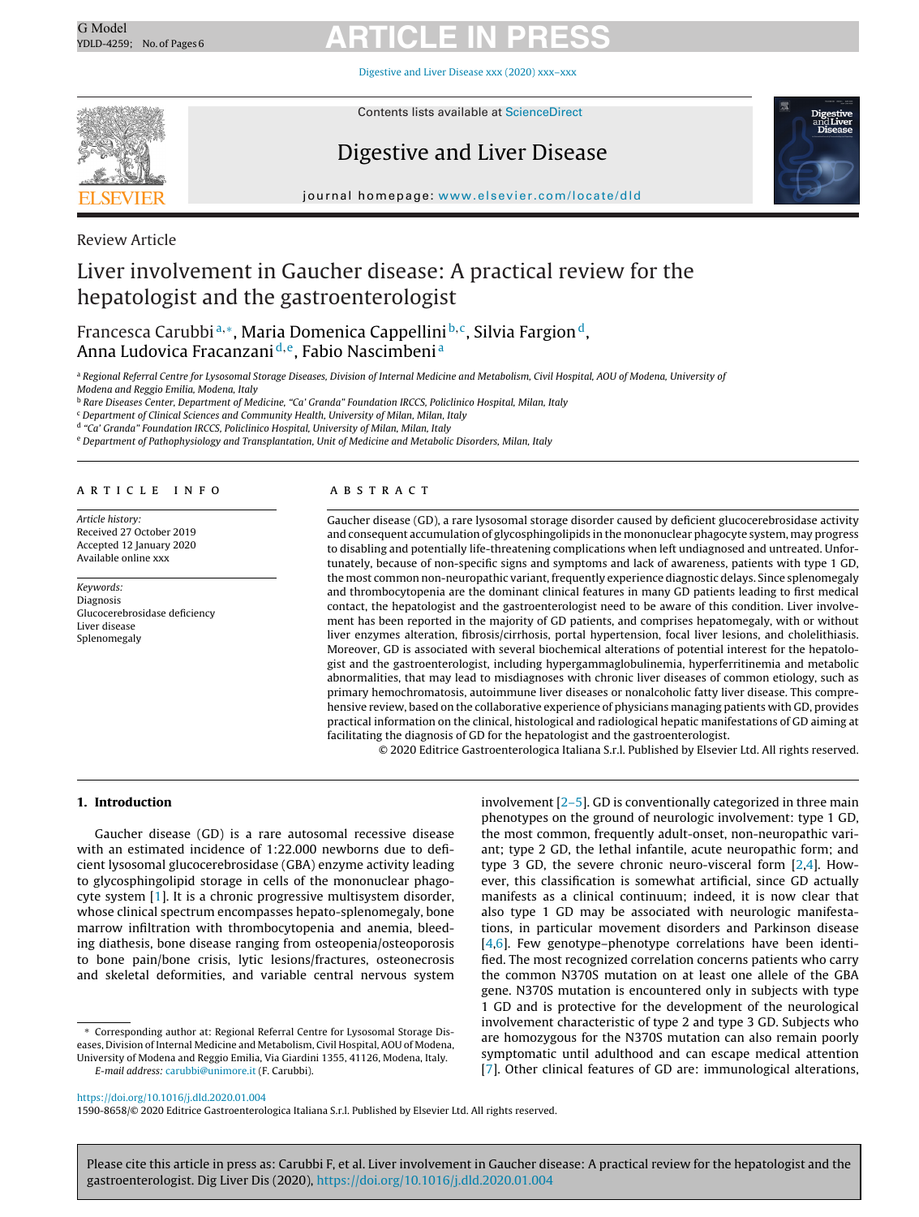Review Article

# Liver involvement in Gaucher disease: A practical review for the hepatologist and the gastroenterologist

Francesca Carubbi[a,*], Maria Domenica Cappellini[b,c], Silvia Fargion[d], Anna Ludovica Fracanzani[d,e], Fabio Nascimbeni[a]

[a] Regional Referral Centre for Lysosomal Storage Diseases, Division of Internal Medicine and Metabolism, Civil Hospital, AOU of Modena, University of Modena and Reggio Emilia, Modena, Italy
[b] Rare Diseases Center, Department of Medicine, "Ca' Granda" Foundation IRCCS, Policlinico Hospital, Milan, Italy
[c] Department of Clinical Sciences and Community Health, University of Milan, Milan, Italy
[d] "Ca' Granda" Foundation IRCCS, Policlinico Hospital, University of Milan, Milan, Italy
[e] Department of Pathophysiology and Transplantation, Unit of Medicine and Metabolic Disorders, Milan, Italy

## ARTICLE INFO

*Article history:*
Received 27 October 2019
Accepted 12 January 2020
Available online xxx

*Keywords:*
Diagnosis
Glucocerebrosidase deficiency
Liver disease
Splenomegaly

## ABSTRACT

Gaucher disease (GD), a rare lysosomal storage disorder caused by deficient glucocerebrosidase activity and consequent accumulation of glycosphingolipids in the mononuclear phagocyte system, may progress to disabling and potentially life-threatening complications when left undiagnosed and untreated. Unfortunately, because of non-specific signs and symptoms and lack of awareness, patients with type 1 GD, the most common non-neuropathic variant, frequently experience diagnostic delays. Since splenomegaly and thrombocytopenia are the dominant clinical features in many GD patients leading to first medical contact, the hepatologist and the gastroenterologist need to be aware of this condition. Liver involvement has been reported in the majority of GD patients, and comprises hepatomegaly, with or without liver enzymes alteration, fibrosis/cirrhosis, portal hypertension, focal liver lesions, and cholelithiasis. Moreover, GD is associated with several biochemical alterations of potential interest for the hepatologist and the gastroenterologist, including hypergammaglobulinemia, hyperferritinemia and metabolic abnormalities, that may lead to misdiagnoses with chronic liver diseases of common etiology, such as primary hemochromatosis, autoimmune liver diseases or nonalcoholic fatty liver disease. This comprehensive review, based on the collaborative experience of physicians managing patients with GD, provides practical information on the clinical, histological and radiological hepatic manifestations of GD aiming at facilitating the diagnosis of GD for the hepatologist and the gastroenterologist.

© 2020 Editrice Gastroenterologica Italiana S.r.l. Published by Elsevier Ltd. All rights reserved.

## 1. Introduction

Gaucher disease (GD) is a rare autosomal recessive disease with an estimated incidence of 1:22.000 newborns due to deficient lysosomal glucocerebrosidase (GBA) enzyme activity leading to glycosphingolipid storage in cells of the mononuclear phagocyte system [1]. It is a chronic progressive multisystem disorder, whose clinical spectrum encompasses hepato-splenomegaly, bone marrow infiltration with thrombocytopenia and anemia, bleeding diathesis, bone disease ranging from osteopenia/osteoporosis to bone pain/bone crisis, lytic lesions/fractures, osteonecrosis and skeletal deformities, and variable central nervous system involvement [2–5]. GD is conventionally categorized in three main phenotypes on the ground of neurologic involvement: type 1 GD, the most common, frequently adult-onset, non-neuropathic variant; type 2 GD, the lethal infantile, acute neuropathic form; and type 3 GD, the severe chronic neuro-visceral form [2,4]. However, this classification is somewhat artificial, since GD actually manifests as a clinical continuum; indeed, it is now clear that also type 1 GD may be associated with neurologic manifestations, in particular movement disorders and Parkinson disease [4,6]. Few genotype–phenotype correlations have been identified. The most recognized correlation concerns patients who carry the common N370S mutation on at least one allele of the GBA gene. N370S mutation is encountered only in subjects with type 1 GD and is protective for the development of the neurological involvement characteristic of type 2 and type 3 GD. Subjects who are homozygous for the N370S mutation can also remain poorly symptomatic until adulthood and can escape medical attention [7]. Other clinical features of GD are: immunological alterations,

* Corresponding author at: Regional Referral Centre for Lysosomal Storage Diseases, Division of Internal Medicine and Metabolism, Civil Hospital, AOU of Modena, University of Modena and Reggio Emilia, Via Giardini 1355, 41126, Modena, Italy.
E-mail address: carubbi@unimore.it (F. Carubbi).

https://doi.org/10.1016/j.dld.2020.01.004
1590-8658/© 2020 Editrice Gastroenterologica Italiana S.r.l. Published by Elsevier Ltd. All rights reserved.

Please cite this article in press as: Carubbi F, et al. Liver involvement in Gaucher disease: A practical review for the hepatologist and the gastroenterologist. Dig Liver Dis (2020), https://doi.org/10.1016/j.dld.2020.01.004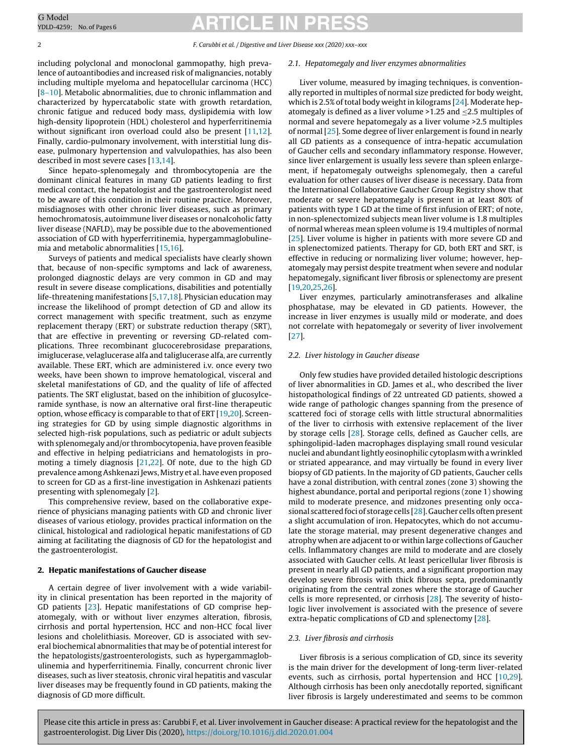including polyclonal and monoclonal gammopathy, high prevalence of autoantibodies and increased risk of malignancies, notably including multiple myeloma and hepatocellular carcinoma (HCC) [8–10]. Metabolic abnormalities, due to chronic inflammation and characterized by hypercatabolic state with growth retardation, chronic fatigue and reduced body mass, dyslipidemia with low high-density lipoprotein (HDL) cholesterol and hyperferritinemia without significant iron overload could also be present [11,12]. Finally, cardio-pulmonary involvement, with interstitial lung disease, pulmonary hypertension and valvulopathies, has also been described in most severe cases [13,14].

Since hepato-splenomegaly and thrombocytopenia are the dominant clinical features in many GD patients leading to first medical contact, the hepatologist and the gastroenterologist need to be aware of this condition in their routine practice. Moreover, misdiagnoses with other chronic liver diseases, such as primary hemochromatosis, autoimmune liver diseases or nonalcoholic fatty liver disease (NAFLD), may be possible due to the abovementioned association of GD with hyperferritinemia, hypergammaglobulinemia and metabolic abnormalities [15,16].

Surveys of patients and medical specialists have clearly shown that, because of non-specific symptoms and lack of awareness, prolonged diagnostic delays are very common in GD and may result in severe disease complications, disabilities and potentially life-threatening manifestations [5,17,18]. Physician education may increase the likelihood of prompt detection of GD and allow its correct management with specific treatment, such as enzyme replacement therapy (ERT) or substrate reduction therapy (SRT), that are effective in preventing or reversing GD-related complications. Three recombinant glucocerebrosidase preparations, imiglucerase, velaglucerase alfa and taliglucerase alfa, are currently available. These ERT, which are administered i.v. once every two weeks, have been shown to improve hematological, visceral and skeletal manifestations of GD, and the quality of life of affected patients. The SRT eliglustat, based on the inhibition of glucosylceramide synthase, is now an alternative oral first-line therapeutic option, whose efficacy is comparable to that of ERT [19,20]. Screening strategies for GD by using simple diagnostic algorithms in selected high-risk populations, such as pediatric or adult subjects with splenomegaly and/or thrombocytopenia, have proven feasible and effective in helping pediatricians and hematologists in promoting a timely diagnosis [21,22]. Of note, due to the high GD prevalence among Ashkenazi Jews, Mistry et al. have even proposed to screen for GD as a first-line investigation in Ashkenazi patients presenting with splenomegaly [2].

This comprehensive review, based on the collaborative experience of physicians managing patients with GD and chronic liver diseases of various etiology, provides practical information on the clinical, histological and radiological hepatic manifestations of GD aiming at facilitating the diagnosis of GD for the hepatologist and the gastroenterologist.

## 2. Hepatic manifestations of Gaucher disease

A certain degree of liver involvement with a wide variability in clinical presentation has been reported in the majority of GD patients [23]. Hepatic manifestations of GD comprise hepatomegaly, with or without liver enzymes alteration, fibrosis, cirrhosis and portal hypertension, HCC and non-HCC focal liver lesions and cholelithiasis. Moreover, GD is associated with several biochemical abnormalities that may be of potential interest for the hepatologists/gastroenterologists, such as hypergammaglobulinemia and hyperferritinemia. Finally, concurrent chronic liver diseases, such as liver steatosis, chronic viral hepatitis and vascular liver diseases may be frequently found in GD patients, making the diagnosis of GD more difficult.

### *2.1. Hepatomegaly and liver enzymes abnormalities*

Liver volume, measured by imaging techniques, is conventionally reported in multiples of normal size predicted for body weight, which is 2.5% of total body weight in kilograms [24]. Moderate hepatomegaly is defined as a liver volume >1.25 and ≤2.5 multiples of normal and severe hepatomegaly as a liver volume >2.5 multiples of normal [25]. Some degree of liver enlargement is found in nearly all GD patients as a consequence of intra-hepatic accumulation of Gaucher cells and secondary inflammatory response. However, since liver enlargement is usually less severe than spleen enlargement, if hepatomegaly outweighs splenomegaly, then a careful evaluation for other causes of liver disease is necessary. Data from the International Collaborative Gaucher Group Registry show that moderate or severe hepatomegaly is present in at least 80% of patients with type 1 GD at the time of first infusion of ERT; of note, in non-splenectomized subjects mean liver volume is 1.8 multiples of normal whereas mean spleen volume is 19.4 multiples of normal [25]. Liver volume is higher in patients with more severe GD and in splenectomized patients. Therapy for GD, both ERT and SRT, is effective in reducing or normalizing liver volume; however, hepatomegaly may persist despite treatment when severe and nodular hepatomegaly, significant liver fibrosis or splenectomy are present [19,20,25,26].

Liver enzymes, particularly aminotransferases and alkaline phosphatase, may be elevated in GD patients. However, the increase in liver enzymes is usually mild or moderate, and does not correlate with hepatomegaly or severity of liver involvement [27].

### *2.2. Liver histology in Gaucher disease*

Only few studies have provided detailed histologic descriptions of liver abnormalities in GD. James et al., who described the liver histopathological findings of 22 untreated GD patients, showed a wide range of pathologic changes spanning from the presence of scattered foci of storage cells with little structural abnormalities of the liver to cirrhosis with extensive replacement of the liver by storage cells [28]. Storage cells, defined as Gaucher cells, are sphingolipid-laden macrophages displaying small round vesicular nuclei and abundant lightly eosinophilic cytoplasm with a wrinkled or striated appearance, and may virtually be found in every liver biopsy of GD patients. In the majority of GD patients, Gaucher cells have a zonal distribution, with central zones (zone 3) showing the highest abundance, portal and periportal regions (zone 1) showing mild to moderate presence, and midzones presenting only occasional scattered foci of storage cells [28]. Gaucher cells often present a slight accumulation of iron. Hepatocytes, which do not accumulate the storage material, may present degenerative changes and atrophy when are adjacent to or within large collections of Gaucher cells. Inflammatory changes are mild to moderate and are closely associated with Gaucher cells. At least pericellular liver fibrosis is present in nearly all GD patients, and a significant proportion may develop severe fibrosis with thick fibrous septa, predominantly originating from the central zones where the storage of Gaucher cells is more represented, or cirrhosis [28]. The severity of histologic liver involvement is associated with the presence of severe extra-hepatic complications of GD and splenectomy [28].

### *2.3. Liver fibrosis and cirrhosis*

Liver fibrosis is a serious complication of GD, since its severity is the main driver for the development of long-term liver-related events, such as cirrhosis, portal hypertension and HCC [10,29]. Although cirrhosis has been only anecdotally reported, significant liver fibrosis is largely underestimated and seems to be common

Please cite this article in press as: Carubbi F, et al. Liver involvement in Gaucher disease: A practical review for the hepatologist and the gastroenterologist. Dig Liver Dis (2020), https://doi.org/10.1016/j.dld.2020.01.004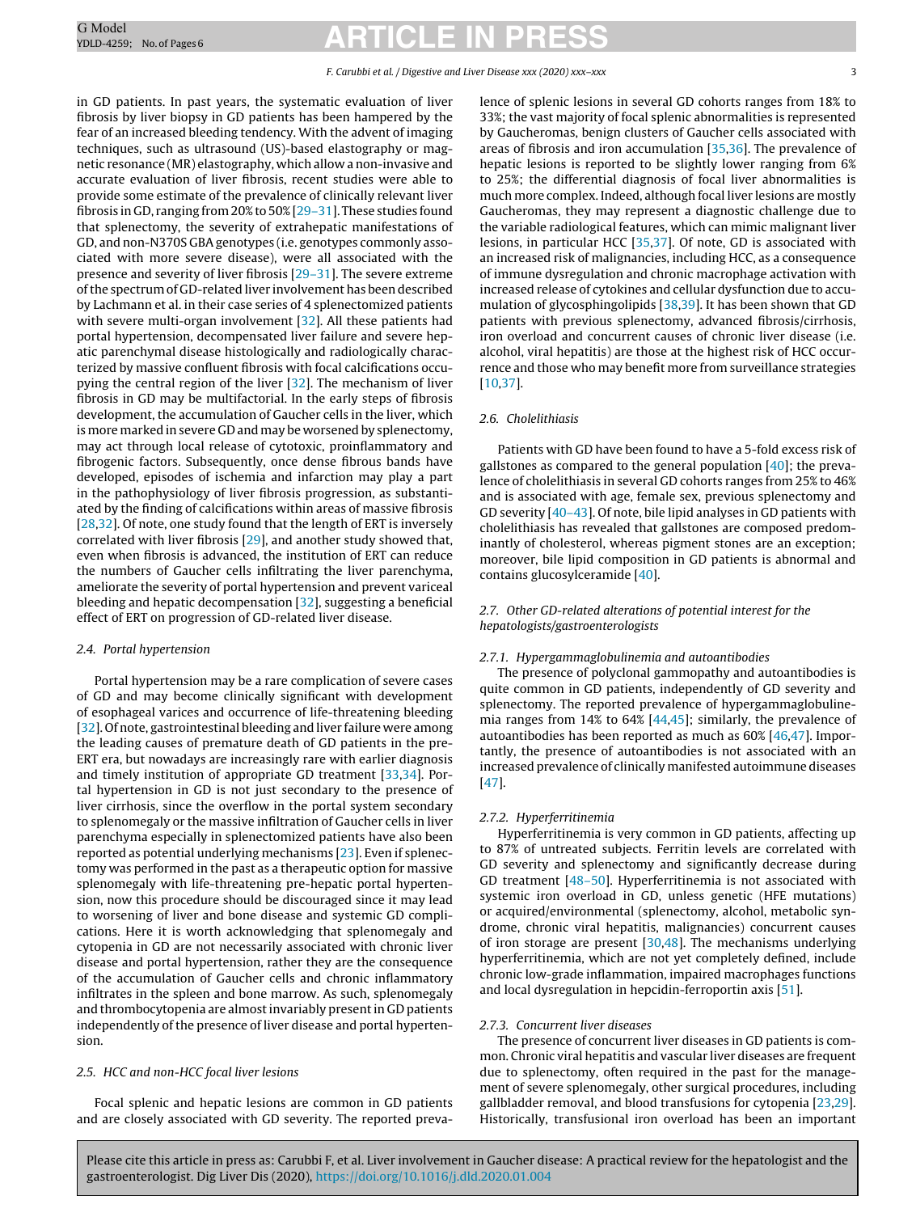in GD patients. In past years, the systematic evaluation of liver fibrosis by liver biopsy in GD patients has been hampered by the fear of an increased bleeding tendency. With the advent of imaging techniques, such as ultrasound (US)-based elastography or magnetic resonance (MR) elastography, which allow a non-invasive and accurate evaluation of liver fibrosis, recent studies were able to provide some estimate of the prevalence of clinically relevant liver fibrosis in GD, ranging from 20% to 50% [29–31]. These studies found that splenectomy, the severity of extrahepatic manifestations of GD, and non-N370S GBA genotypes (i.e. genotypes commonly associated with more severe disease), were all associated with the presence and severity of liver fibrosis [29–31]. The severe extreme of the spectrum of GD-related liver involvement has been described by Lachmann et al. in their case series of 4 splenectomized patients with severe multi-organ involvement [32]. All these patients had portal hypertension, decompensated liver failure and severe hepatic parenchymal disease histologically and radiologically characterized by massive confluent fibrosis with focal calcifications occupying the central region of the liver [32]. The mechanism of liver fibrosis in GD may be multifactorial. In the early steps of fibrosis development, the accumulation of Gaucher cells in the liver, which is more marked in severe GD and may be worsened by splenectomy, may act through local release of cytotoxic, proinflammatory and fibrogenic factors. Subsequently, once dense fibrous bands have developed, episodes of ischemia and infarction may play a part in the pathophysiology of liver fibrosis progression, as substantiated by the finding of calcifications within areas of massive fibrosis [28,32]. Of note, one study found that the length of ERT is inversely correlated with liver fibrosis [29], and another study showed that, even when fibrosis is advanced, the institution of ERT can reduce the numbers of Gaucher cells infiltrating the liver parenchyma, ameliorate the severity of portal hypertension and prevent variceal bleeding and hepatic decompensation [32], suggesting a beneficial effect of ERT on progression of GD-related liver disease.

### 2.4. Portal hypertension

Portal hypertension may be a rare complication of severe cases of GD and may become clinically significant with development of esophageal varices and occurrence of life-threatening bleeding [32]. Of note, gastrointestinal bleeding and liver failure were among the leading causes of premature death of GD patients in the pre-ERT era, but nowadays are increasingly rare with earlier diagnosis and timely institution of appropriate GD treatment [33,34]. Portal hypertension in GD is not just secondary to the presence of liver cirrhosis, since the overflow in the portal system secondary to splenomegaly or the massive infiltration of Gaucher cells in liver parenchyma especially in splenectomized patients have also been reported as potential underlying mechanisms [23]. Even if splenectomy was performed in the past as a therapeutic option for massive splenomegaly with life-threatening pre-hepatic portal hypertension, now this procedure should be discouraged since it may lead to worsening of liver and bone disease and systemic GD complications. Here it is worth acknowledging that splenomegaly and cytopenia in GD are not necessarily associated with chronic liver disease and portal hypertension, rather they are the consequence of the accumulation of Gaucher cells and chronic inflammatory infiltrates in the spleen and bone marrow. As such, splenomegaly and thrombocytopenia are almost invariably present in GD patients independently of the presence of liver disease and portal hypertension.

### 2.5. HCC and non-HCC focal liver lesions

Focal splenic and hepatic lesions are common in GD patients and are closely associated with GD severity. The reported prevalence of splenic lesions in several GD cohorts ranges from 18% to 33%; the vast majority of focal splenic abnormalities is represented by Gaucheromas, benign clusters of Gaucher cells associated with areas of fibrosis and iron accumulation [35,36]. The prevalence of hepatic lesions is reported to be slightly lower ranging from 6% to 25%; the differential diagnosis of focal liver abnormalities is much more complex. Indeed, although focal liver lesions are mostly Gaucheromas, they may represent a diagnostic challenge due to the variable radiological features, which can mimic malignant liver lesions, in particular HCC [35,37]. Of note, GD is associated with an increased risk of malignancies, including HCC, as a consequence of immune dysregulation and chronic macrophage activation with increased release of cytokines and cellular dysfunction due to accumulation of glycosphingolipids [38,39]. It has been shown that GD patients with previous splenectomy, advanced fibrosis/cirrhosis, iron overload and concurrent causes of chronic liver disease (i.e. alcohol, viral hepatitis) are those at the highest risk of HCC occurrence and those who may benefit more from surveillance strategies [10,37].

### 2.6. Cholelithiasis

Patients with GD have been found to have a 5-fold excess risk of gallstones as compared to the general population [40]; the prevalence of cholelithiasis in several GD cohorts ranges from 25% to 46% and is associated with age, female sex, previous splenectomy and GD severity [40–43]. Of note, bile lipid analyses in GD patients with cholelithiasis has revealed that gallstones are composed predominantly of cholesterol, whereas pigment stones are an exception; moreover, bile lipid composition in GD patients is abnormal and contains glucosylceramide [40].

### 2.7. Other GD-related alterations of potential interest for the hepatologists/gastroenterologists

#### 2.7.1. Hypergammaglobulinemia and autoantibodies

The presence of polyclonal gammopathy and autoantibodies is quite common in GD patients, independently of GD severity and splenectomy. The reported prevalence of hypergammaglobulinemia ranges from 14% to 64% [44,45]; similarly, the prevalence of autoantibodies has been reported as much as 60% [46,47]. Importantly, the presence of autoantibodies is not associated with an increased prevalence of clinically manifested autoimmune diseases [47].

#### 2.7.2. Hyperferritinemia

Hyperferritinemia is very common in GD patients, affecting up to 87% of untreated subjects. Ferritin levels are correlated with GD severity and splenectomy and significantly decrease during GD treatment [48–50]. Hyperferritinemia is not associated with systemic iron overload in GD, unless genetic (HFE mutations) or acquired/environmental (splenectomy, alcohol, metabolic syndrome, chronic viral hepatitis, malignancies) concurrent causes of iron storage are present [30,48]. The mechanisms underlying hyperferritinemia, which are not yet completely defined, include chronic low-grade inflammation, impaired macrophages functions and local dysregulation in hepcidin-ferroportin axis [51].

#### 2.7.3. Concurrent liver diseases

The presence of concurrent liver diseases in GD patients is common. Chronic viral hepatitis and vascular liver diseases are frequent due to splenectomy, often required in the past for the management of severe splenomegaly, other surgical procedures, including gallbladder removal, and blood transfusions for cytopenia [23,29]. Historically, transfusional iron overload has been an important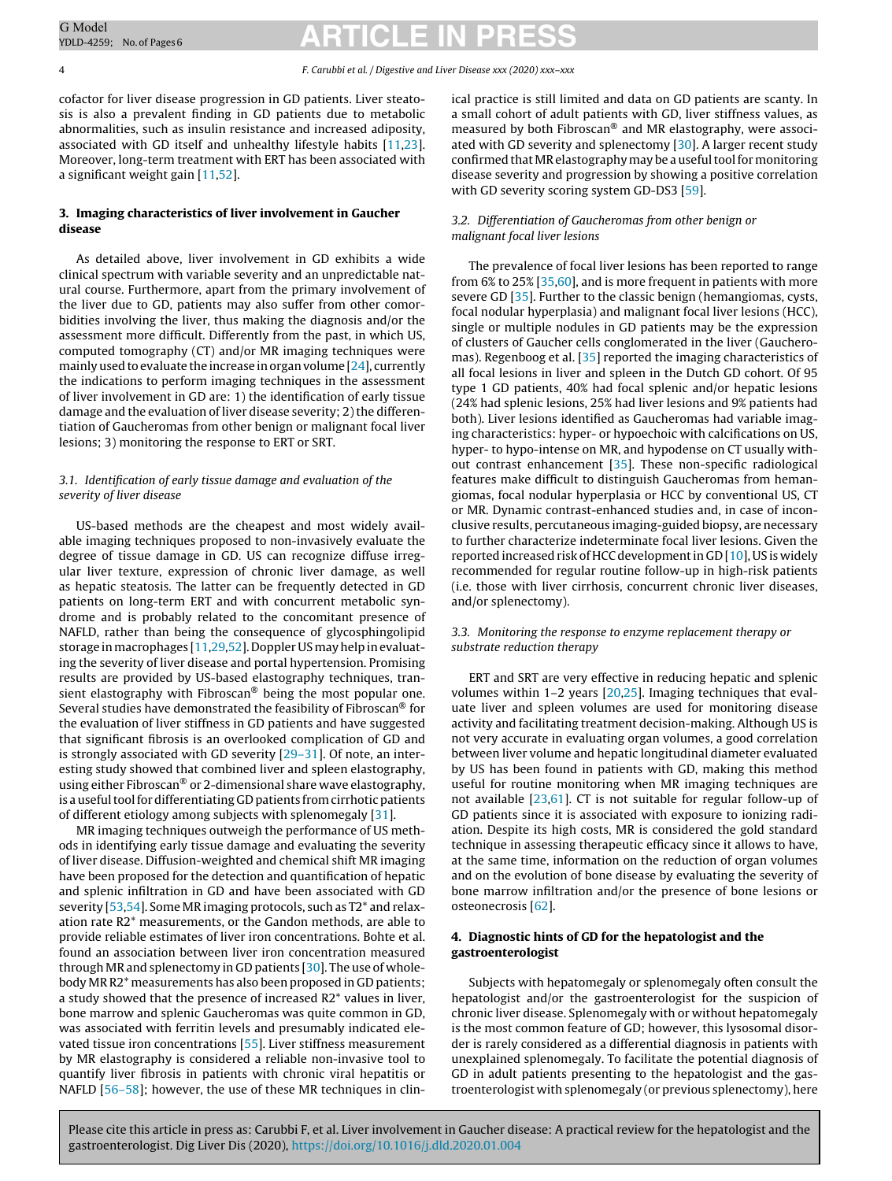cofactor for liver disease progression in GD patients. Liver steatosis is also a prevalent finding in GD patients due to metabolic abnormalities, such as insulin resistance and increased adiposity, associated with GD itself and unhealthy lifestyle habits [11,23]. Moreover, long-term treatment with ERT has been associated with a significant weight gain [11,52].

## 3. Imaging characteristics of liver involvement in Gaucher disease

As detailed above, liver involvement in GD exhibits a wide clinical spectrum with variable severity and an unpredictable natural course. Furthermore, apart from the primary involvement of the liver due to GD, patients may also suffer from other comorbidities involving the liver, thus making the diagnosis and/or the assessment more difficult. Differently from the past, in which US, computed tomography (CT) and/or MR imaging techniques were mainly used to evaluate the increase in organ volume [24], currently the indications to perform imaging techniques in the assessment of liver involvement in GD are: 1) the identification of early tissue damage and the evaluation of liver disease severity; 2) the differentiation of Gaucheromas from other benign or malignant focal liver lesions; 3) monitoring the response to ERT or SRT.

### 3.1. Identification of early tissue damage and evaluation of the severity of liver disease

US-based methods are the cheapest and most widely available imaging techniques proposed to non-invasively evaluate the degree of tissue damage in GD. US can recognize diffuse irregular liver texture, expression of chronic liver damage, as well as hepatic steatosis. The latter can be frequently detected in GD patients on long-term ERT and with concurrent metabolic syndrome and is probably related to the concomitant presence of NAFLD, rather than being the consequence of glycosphingolipid storage in macrophages [11,29,52]. Doppler US may help in evaluating the severity of liver disease and portal hypertension. Promising results are provided by US-based elastography techniques, transient elastography with Fibroscan® being the most popular one. Several studies have demonstrated the feasibility of Fibroscan® for the evaluation of liver stiffness in GD patients and have suggested that significant fibrosis is an overlooked complication of GD and is strongly associated with GD severity [29–31]. Of note, an interesting study showed that combined liver and spleen elastography, using either Fibroscan® or 2-dimensional share wave elastography, is a useful tool for differentiating GD patients from cirrhotic patients of different etiology among subjects with splenomegaly [31].

MR imaging techniques outweigh the performance of US methods in identifying early tissue damage and evaluating the severity of liver disease. Diffusion-weighted and chemical shift MR imaging have been proposed for the detection and quantification of hepatic and splenic infiltration in GD and have been associated with GD severity [53,54]. Some MR imaging protocols, such as T2* and relaxation rate R2* measurements, or the Gandon methods, are able to provide reliable estimates of liver iron concentrations. Bohte et al. found an association between liver iron concentration measured through MR and splenectomy in GD patients [30]. The use of whole-body MR R2* measurements has also been proposed in GD patients; a study showed that the presence of increased R2* values in liver, bone marrow and splenic Gaucheromas was quite common in GD, was associated with ferritin levels and presumably indicated elevated tissue iron concentrations [55]. Liver stiffness measurement by MR elastography is considered a reliable non-invasive tool to quantify liver fibrosis in patients with chronic viral hepatitis or NAFLD [56–58]; however, the use of these MR techniques in clinical practice is still limited and data on GD patients are scanty. In a small cohort of adult patients with GD, liver stiffness values, as measured by both Fibroscan® and MR elastography, were associated with GD severity and splenectomy [30]. A larger recent study confirmed that MR elastography may be a useful tool for monitoring disease severity and progression by showing a positive correlation with GD severity scoring system GD-DS3 [59].

### 3.2. Differentiation of Gaucheromas from other benign or malignant focal liver lesions

The prevalence of focal liver lesions has been reported to range from 6% to 25% [35,60], and is more frequent in patients with more severe GD [35]. Further to the classic benign (hemangiomas, cysts, focal nodular hyperplasia) and malignant focal liver lesions (HCC), single or multiple nodules in GD patients may be the expression of clusters of Gaucher cells conglomerated in the liver (Gaucheromas). Regenboog et al. [35] reported the imaging characteristics of all focal lesions in liver and spleen in the Dutch GD cohort. Of 95 type 1 GD patients, 40% had focal splenic and/or hepatic lesions (24% had splenic lesions, 25% had liver lesions and 9% patients had both). Liver lesions identified as Gaucheromas had variable imaging characteristics: hyper- or hypoechoic with calcifications on US, hyper- to hypo-intense on MR, and hypodense on CT usually without contrast enhancement [35]. These non-specific radiological features make difficult to distinguish Gaucheromas from hemangiomas, focal nodular hyperplasia or HCC by conventional US, CT or MR. Dynamic contrast-enhanced studies and, in case of inconclusive results, percutaneous imaging-guided biopsy, are necessary to further characterize indeterminate focal liver lesions. Given the reported increased risk of HCC development in GD [10], US is widely recommended for regular routine follow-up in high-risk patients (i.e. those with liver cirrhosis, concurrent chronic liver diseases, and/or splenectomy).

### 3.3. Monitoring the response to enzyme replacement therapy or substrate reduction therapy

ERT and SRT are very effective in reducing hepatic and splenic volumes within 1–2 years [20,25]. Imaging techniques that evaluate liver and spleen volumes are used for monitoring disease activity and facilitating treatment decision-making. Although US is not very accurate in evaluating organ volumes, a good correlation between liver volume and hepatic longitudinal diameter evaluated by US has been found in patients with GD, making this method useful for routine monitoring when MR imaging techniques are not available [23,61]. CT is not suitable for regular follow-up of GD patients since it is associated with exposure to ionizing radiation. Despite its high costs, MR is considered the gold standard technique in assessing therapeutic efficacy since it allows to have, at the same time, information on the reduction of organ volumes and on the evolution of bone disease by evaluating the severity of bone marrow infiltration and/or the presence of bone lesions or osteonecrosis [62].

## 4. Diagnostic hints of GD for the hepatologist and the gastroenterologist

Subjects with hepatomegaly or splenomegaly often consult the hepatologist and/or the gastroenterologist for the suspicion of chronic liver disease. Splenomegaly with or without hepatomegaly is the most common feature of GD; however, this lysosomal disorder is rarely considered as a differential diagnosis in patients with unexplained splenomegaly. To facilitate the potential diagnosis of GD in adult patients presenting to the hepatologist and the gastroenterologist with splenomegaly (or previous splenectomy), here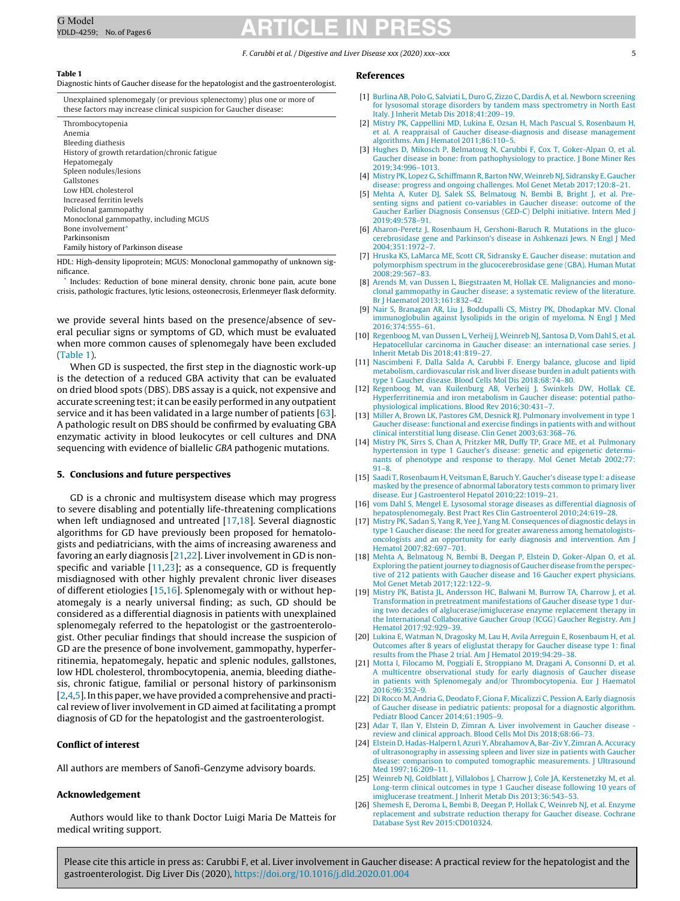**Table 1**
Diagnostic hints of Gaucher disease for the hepatologist and the gastroenterologist.

| Unexplained splenomegaly (or previous splenectomy) plus one or more of these factors may increase clinical suspicion for Gaucher disease: |
|---|
| Thrombocytopenia |
| Anemia |
| Bleeding diathesis |
| History of growth retardation/chronic fatigue |
| Hepatomegaly |
| Spleen nodules/lesions |
| Gallstones |
| Low HDL cholesterol |
| Increased ferritin levels |
| Policlonal gammopathy |
| Monoclonal gammopathy, including MGUS |
| Bone involvement* |
| Parkinsonism |
| Family history of Parkinson disease |

HDL: High-density lipoprotein; MGUS: Monoclonal gammopathy of unknown significance.

* Includes: Reduction of bone mineral density, chronic bone pain, acute bone crisis, pathologic fractures, lytic lesions, osteonecrosis, Erlenmeyer flask deformity.

we provide several hints based on the presence/absence of several peculiar signs or symptoms of GD, which must be evaluated when more common causes of splenomegaly have been excluded (Table 1).

When GD is suspected, the first step in the diagnostic work-up is the detection of a reduced GBA activity that can be evaluated on dried blood spots (DBS). DBS assay is a quick, not expensive and accurate screening test; it can be easily performed in any outpatient service and it has been validated in a large number of patients [63]. A pathologic result on DBS should be confirmed by evaluating GBA enzymatic activity in blood leukocytes or cell cultures and DNA sequencing with evidence of biallelic *GBA* pathogenic mutations.

## 5. Conclusions and future perspectives

GD is a chronic and multisystem disease which may progress to severe disabling and potentially life-threatening complications when left undiagnosed and untreated [17,18]. Several diagnostic algorithms for GD have previously been proposed for hematologists and pediatricians, with the aims of increasing awareness and favoring an early diagnosis [21,22]. Liver involvement in GD is non-specific and variable [11,23]; as a consequence, GD is frequently misdiagnosed with other highly prevalent chronic liver diseases of different etiologies [15,16]. Splenomegaly with or without hepatomegaly is a nearly universal finding; as such, GD should be considered as a differential diagnosis in patients with unexplained splenomegaly referred to the hepatologist or the gastroenterologist. Other peculiar findings that should increase the suspicion of GD are the presence of bone involvement, gammopathy, hyperferritinemia, hepatomegaly, hepatic and splenic nodules, gallstones, low HDL cholesterol, thrombocytopenia, anemia, bleeding diathesis, chronic fatigue, familial or personal history of parkinsonism [2,4,5]. In this paper, we have provided a comprehensive and practical review of liver involvement in GD aimed at facilitating a prompt diagnosis of GD for the hepatologist and the gastroenterologist.

## Conflict of interest

All authors are members of Sanofi-Genzyme advisory boards.

## Acknowledgement

Authors would like to thank Doctor Luigi Maria De Matteis for medical writing support.

## References

[1] Burlina AB, Polo G, Salviati L, Duro G, Zizzo C, Dardis A, et al. Newborn screening for lysosomal storage disorders by tandem mass spectrometry in North East Italy. J Inherit Metab Dis 2018;41:209–19.

[2] Mistry PK, Cappellini MD, Lukina E, Ozsan H, Mach Pascual S, Rosenbaum H, et al. A reappraisal of Gaucher disease-diagnosis and disease management algorithms. Am J Hematol 2011;86:110–5.

[3] Hughes D, Mikosch P, Belmatoug N, Carubbi F, Cox T, Goker-Alpan O, et al. Gaucher disease in bone: from pathophysiology to practice. J Bone Miner Res 2019;34:996–1013.

[4] Mistry PK, Lopez G, Schiffmann R, Barton NW, Weinreb NJ, Sidransky E. Gaucher disease: progress and ongoing challenges. Mol Genet Metab 2017;120:8–21.

[5] Mehta A, Kuter DJ, Salek SS, Belmatoug N, Bembi B, Bright J, et al. Presenting signs and patient co-variables in Gaucher disease: outcome of the Gaucher Earlier Diagnosis Consensus (GED-C) Delphi initiative. Intern Med J 2019;49:578–91.

[6] Aharon-Peretz J, Rosenbaum H, Gershoni-Baruch R. Mutations in the glucocerebrosidase gene and Parkinson's disease in Ashkenazi Jews. N Engl J Med 2004;351:1972–7.

[7] Hruska KS, LaMarca ME, Scott CR, Sidransky E. Gaucher disease: mutation and polymorphism spectrum in the glucocerebrosidase gene (GBA). Human Mutat 2008;29:567–83.

[8] Arends M, van Dussen L, Biegstraaten M, Hollak CE. Malignancies and monoclonal gammopathy in Gaucher disease; a systematic review of the literature. Br J Haematol 2013;161:832–42.

[9] Nair S, Branagan AR, Liu J, Boddupalli CS, Mistry PK, Dhodapkar MV. Clonal immunoglobulin against lysolipids in the origin of myeloma. N Engl J Med 2016;374:555–61.

[10] Regenboog M, van Dussen L, Verheij J, Weinreb NJ, Santosa D, Vom Dahl S, et al. Hepatocellular carcinoma in Gaucher disease: an international case series. J Inherit Metab Dis 2018;41:819–27.

[11] Nascimbeni F, Dalla Salda A, Carubbi F. Energy balance, glucose and lipid metabolism, cardiovascular risk and liver disease burden in adult patients with type 1 Gaucher disease. Blood Cells Mol Dis 2018;68:74–80.

[12] Regenboog M, van Kuilenburg AB, Verheij J, Swinkels DW, Hollak CE. Hyperferritinemia and iron metabolism in Gaucher disease: potential pathophysiological implications. Blood Rev 2016;30:431–7.

[13] Miller A, Brown LK, Pastores GM, Desnick RJ. Pulmonary involvement in type 1 Gaucher disease: functional and exercise findings in patients with and without clinical interstitial lung disease. Clin Genet 2003;63:368–76.

[14] Mistry PK, Sirrs S, Chan A, Pritzker MR, Duffy TP, Grace ME, et al. Pulmonary hypertension in type 1 Gaucher's disease: genetic and epigenetic determinants of phenotype and response to therapy. Mol Genet Metab 2002;77:91–8.

[15] Saadi T, Rosenbaum H, Veitsman E, Baruch Y. Gaucher's disease type I: a disease masked by the presence of abnormal laboratory tests common to primary liver disease. Eur J Gastroenterol Hepatol 2010;22:1019–21.

[16] vom Dahl S, Mengel E. Lysosomal storage diseases as differential diagnosis of hepatosplenomegaly. Best Pract Res Clin Gastroenterol 2010;24:619–28.

[17] Mistry PK, Sadan S, Yang R, Yee J, Yang M. Consequences of diagnostic delays in type 1 Gaucher disease: the need for greater awareness among hematologists-oncologists and an opportunity for early diagnosis and intervention. Am J Hematol 2007;82:697–701.

[18] Mehta A, Belmatoug N, Bembi B, Deegan P, Elstein D, Goker-Alpan O, et al. Exploring the patient journey to diagnosis of Gaucher disease from the perspective of 212 patients with Gaucher disease and 16 Gaucher expert physicians. Mol Genet Metab 2017;122:122–9.

[19] Mistry PK, Batista JL, Andersson HC, Balwani M, Burrow TA, Charrow J, et al. Transformation in pretreatment manifestations of Gaucher disease type 1 during two decades of alglucerase/imiglucerase enzyme replacement therapy in the International Collaborative Gaucher Group (ICGG) Gaucher Registry. Am J Hematol 2017;92:929–39.

[20] Lukina E, Watman N, Dragosky M, Lau H, Avila Arreguin E, Rosenbaum H, et al. Outcomes after 8 years of eliglustat therapy for Gaucher disease type 1: final results from the Phase 2 trial. Am J Hematol 2019;94:29–38.

[21] Motta I, Filocamo M, Poggiali E, Stroppiano M, Dragani A, Consonni D, et al. A multicentre observational study for early diagnosis of Gaucher disease in patients with Splenomegaly and/or Thrombocytopenia. Eur J Haematol 2016;96:352–9.

[22] Di Rocco M, Andria G, Deodato F, Giona F, Micalizzi C, Pession A. Early diagnosis of Gaucher disease in pediatric patients: proposal for a diagnostic algorithm. Pediatr Blood Cancer 2014;61:1905–9.

[23] Adar T, Ilan Y, Elstein D, Zimran A. Liver involvement in Gaucher disease - review and clinical approach. Blood Cells Mol Dis 2018;68:66–73.

[24] Elstein D, Hadas-Halpern I, Azuri Y, Abrahamov A, Bar-Ziv Y, Zimran A. Accuracy of ultrasonography in assessing spleen and liver size in patients with Gaucher disease: comparison to computed tomographic measurements. J Ultrasound Med 1997;16:209–11.

[25] Weinreb NJ, Goldblatt J, Villalobos J, Charrow J, Cole JA, Kerstenetzky M, et al. Long-term clinical outcomes in type 1 Gaucher disease following 10 years of imiglucerase treatment. J Inherit Metab Dis 2013;36:543–53.

[26] Shemesh E, Deroma L, Bembi B, Deegan P, Hollak C, Weinreb NJ, et al. Enzyme replacement and substrate reduction therapy for Gaucher disease. Cochrane Database Syst Rev 2015:CD010324.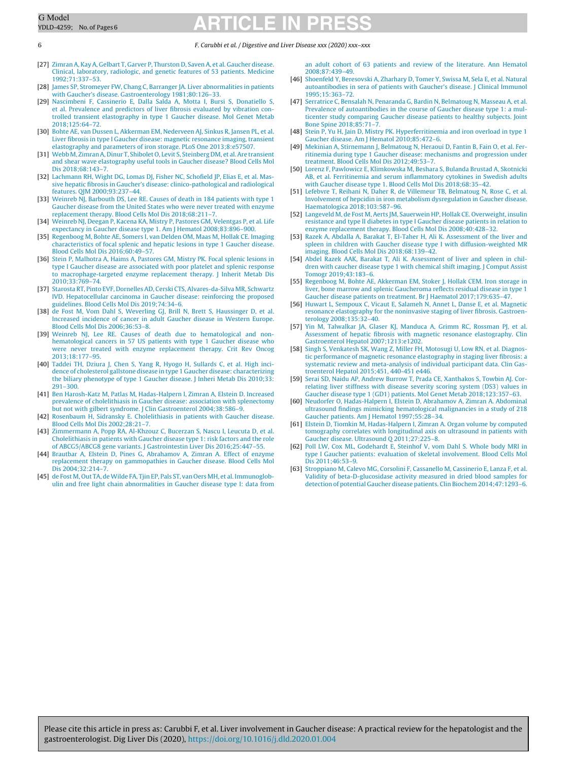[27] Zimran A, Kay A, Gelbart T, Garver P, Thurston D, Saven A, et al. Gaucher disease. Clinical, laboratory, radiologic, and genetic features of 53 patients. Medicine 1992;71:337–53.

[28] James SP, Stromeyer FW, Chang C, Barranger JA. Liver abnormalities in patients with Gaucher's disease. Gastroenterology 1981;80:126–33.

[29] Nascimbeni F, Cassinerio E, Dalla Salda A, Motta I, Bursi S, Donatiello S, et al. Prevalence and predictors of liver fibrosis evaluated by vibration controlled transient elastography in type 1 Gaucher disease. Mol Genet Metab 2018;125:64–72.

[30] Bohte AE, van Dussen L, Akkerman EM, Nederveen AJ, Sinkus R, Jansen PL, et al. Liver fibrosis in type I Gaucher disease: magnetic resonance imaging, transient elastography and parameters of iron storage. PLoS One 2013;8:e57507.

[31] Webb M, Zimran A, Dinur T, Shibolet O, Levit S, Steinberg DM, et al. Are transient and shear wave elastography useful tools in Gaucher disease? Blood Cells Mol Dis 2018;68:143–7.

[32] Lachmann RH, Wight DG, Lomas DJ, Fisher NC, Schofield JP, Elias E, et al. Massive hepatic fibrosis in Gaucher's disease: clinico-pathological and radiological features. QJM 2000;93:237–44.

[33] Weinreb NJ, Barbouth DS, Lee RE. Causes of death in 184 patients with type 1 Gaucher disease from the United States who were never treated with enzyme replacement therapy. Blood Cells Mol Dis 2018;68:211–7.

[34] Weinreb NJ, Deegan P, Kacena KA, Mistry P, Pastores GM, Velentgas P, et al. Life expectancy in Gaucher disease type 1. Am J Hematol 2008;83:896–900.

[35] Regenboog M, Bohte AE, Somers I, van Delden OM, Maas M, Hollak CE. Imaging characteristics of focal splenic and hepatic lesions in type 1 Gaucher disease. Blood Cells Mol Dis 2016;60:49–57.

[36] Stein P, Malhotra A, Haims A, Pastores GM, Mistry PK. Focal splenic lesions in type I Gaucher disease are associated with poor platelet and splenic response to macrophage-targeted enzyme replacement therapy. J Inherit Metab Dis 2010;33:769–74.

[37] Starosta RT, Pinto EVF, Dornelles AD, Cerski CTS, Alvares-da-Silva MR, Schwartz IVD. Hepatocellular carcinoma in Gaucher disease: reinforcing the proposed guidelines. Blood Cells Mol Dis 2019;74:34–6.

[38] de Fost M, Vom Dahl S, Weverling GJ, Brill N, Brett S, Haussinger D, et al. Increased incidence of cancer in adult Gaucher disease in Western Europe. Blood Cells Mol Dis 2006;36:53–8.

[39] Weinreb NJ, Lee RE. Causes of death due to hematological and non-hematological cancers in 57 US patients with type 1 Gaucher disease who were never treated with enzyme replacement therapy. Crit Rev Oncog 2013;18:177–95.

[40] Taddei TH, Dziura J, Chen S, Yang R, Hyogo H, Sullards C, et al. High incidence of cholesterol gallstone disease in type 1 Gaucher disease: characterizing the biliary phenotype of type 1 Gaucher disease. J Inheri Metab Dis 2010;33: 291–300.

[41] Ben Harosh-Katz M, Patlas M, Hadas-Halpern I, Zimran A, Elstein D. Increased prevalence of cholelithiasis in Gaucher disease: association with splenectomy but not with gilbert syndrome. J Clin Gastroenterol 2004;38:586–9.

[42] Rosenbaum H, Sidransky E. Cholelithiasis in patients with Gaucher disease. Blood Cells Mol Dis 2002;28:21–7.

[43] Zimmermann A, Popp RA, Al-Khzouz C, Bucerzan S, Nascu I, Leucuta D, et al. Cholelithiasis in patients with Gaucher disease type 1: risk factors and the role of ABCG5/ABCG8 gene variants. J Gastrointestin Liver Dis 2016;25:447–55.

[44] Brautbar A, Elstein D, Pines G, Abrahamov A, Zimran A. Effect of enzyme replacement therapy on gammopathies in Gaucher disease. Blood Cells Mol Dis 2004;32:214–7.

[45] de Fost M, Out TA, de Wilde FA, Tjin EP, Pals ST, van Oers MH, et al. Immunoglobulin and free light chain abnormalities in Gaucher disease type I: data from an adult cohort of 63 patients and review of the literature. Ann Hematol 2008;87:439–49.

[46] Shoenfeld Y, Beresovski A, Zharhary D, Tomer Y, Swissa M, Sela E, et al. Natural autoantibodies in sera of patients with Gaucher's disease. J Clinical Immunol 1995;15:363–72.

[47] Serratrice C, Bensalah N, Penaranda G, Bardin N, Belmatoug N, Masseau A, et al. Prevalence of autoantibodies in the course of Gaucher disease type 1: a multicenter study comparing Gaucher disease patients to healthy subjects. Joint Bone Spine 2018;85:71–7.

[48] Stein P, Yu H, Jain D, Mistry PK. Hyperferritinemia and iron overload in type 1 Gaucher disease. Am J Hematol 2010;85:472–6.

[49] Mekinian A, Stirnemann J, Belmatoug N, Heraoui D, Fantin B, Fain O, et al. Ferritinemia during type 1 Gaucher disease: mechanisms and progression under treatment. Blood Cells Mol Dis 2012;49:53–7.

[50] Lorenz F, Pawlowicz E, Klimkowska M, Beshara S, Bulanda Brustad A, Skotnicki AB, et al. Ferritinemia and serum inflammatory cytokines in Swedish adults with Gaucher disease type 1. Blood Cells Mol Dis 2018;68:35–42.

[51] Lefebvre T, Reihani N, Daher R, de Villemeur TB, Belmatoug N, Rose C, et al. Involvement of hepcidin in iron metabolism dysregulation in Gaucher disease. Haematologica 2018;103:587–96.

[52] Langeveld M, de Fost M, Aerts JM, Sauerwein HP, Hollak CE. Overweight, insulin resistance and type II diabetes in type I Gaucher disease patients in relation to enzyme replacement therapy. Blood Cells Mol Dis 2008;40:428–32.

[53] Razek A, Abdalla A, Barakat T, El-Taher H, Ali K. Assessment of the liver and spleen in children with Gaucher disease type I with diffusion-weighted MR imaging. Blood Cells Mol Dis 2018;68:139–42.

[54] Abdel Razek AAK, Barakat T, Ali K. Assessment of liver and spleen in children with caucher disease type 1 with chemical shift imaging. J Comput Assist Tomogr 2019;43:183–6.

[55] Regenboog M, Bohte AE, Akkerman EM, Stoker J, Hollak CEM. Iron storage in liver, bone marrow and splenic Gaucheroma reflects residual disease in type 1 Gaucher disease patients on treatment. Br J Haematol 2017;179:635–47.

[56] Huwart L, Sempoux C, Vicaut E, Salameh N, Annet L, Danse E, et al. Magnetic resonance elastography for the noninvasive staging of liver fibrosis. Gastroenterology 2008;135:32–40.

[57] Yin M, Talwalkar JA, Glaser KJ, Manduca A, Grimm RC, Rossman PJ, et al. Assessment of hepatic fibrosis with magnetic resonance elastography. Clin Gastroenterol Hepatol 2007;1213:e1202.

[58] Singh S, Venkatesh SK, Wang Z, Miller FH, Motosugi U, Low RN, et al. Diagnostic performance of magnetic resonance elastography in staging liver fibrosis: a systematic review and meta-analysis of individual participant data. Clin Gastroenterol Hepatol 2015;451, 440-451 e446.

[59] Serai SD, Naidu AP, Andrew Burrow T, Prada CE, Xanthakos S, Towbin AJ. Correlating liver stiffness with disease severity scoring system (DS3) values in Gaucher disease type 1 (GD1) patients. Mol Genet Metab 2018;123:357–63.

[60] Neudorfer O, Hadas-Halpern I, Elstein D, Abrahamov A, Zimran A. Abdominal ultrasound findings mimicking hematological malignancies in a study of 218 Gaucher patients. Am J Hematol 1997;55:28–34.

[61] Elstein D, Tiomkin M, Hadas-Halpern I, Zimran A. Organ volume by computed tomography correlates with longitudinal axis on ultrasound in patients with Gaucher disease. Ultrasound Q 2011;27:225–8.

[62] Poll LW, Cox ML, Godehardt E, Steinhof V, vom Dahl S. Whole body MRI in type I Gaucher patients: evaluation of skeletal involvement. Blood Cells Mol Dis 2011;46:53–9.

[63] Stroppiano M, Calevo MG, Corsolini F, Cassanello M, Cassinerio E, Lanza F, et al. Validity of beta-D-glucosidase activity measured in dried blood samples for detection of potential Gaucher disease patients. Clin Biochem 2014;47:1293–6.